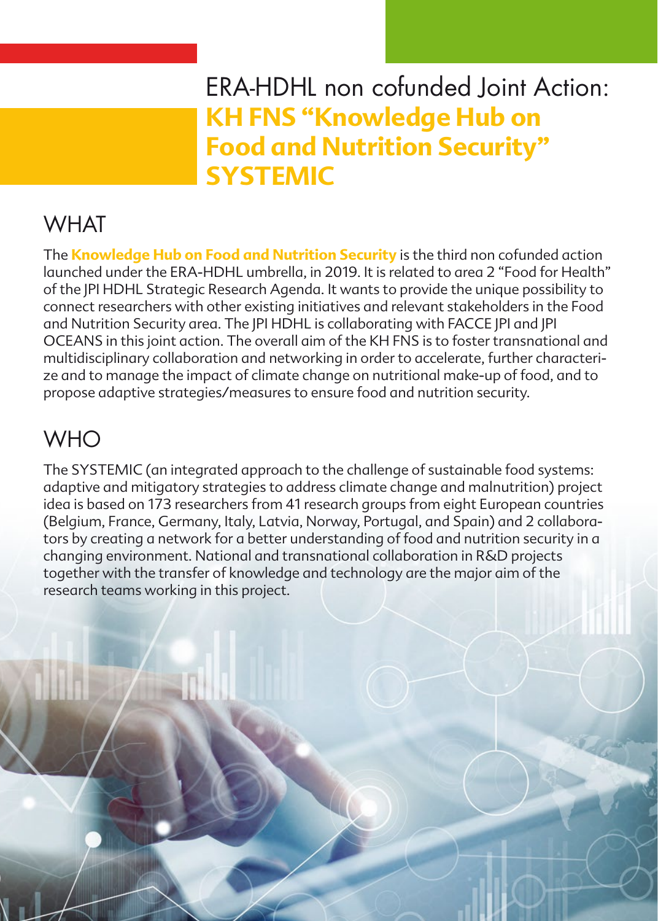# ERA-HDHL non cofunded Joint Action: **KH FNS "Knowledge Hub on Food and Nutrition Security" SYSTEMIC**

## WHAT

The **Knowledge Hub on Food and Nutrition Security** is the third non cofunded action launched under the ERA-HDHL umbrella, in 2019. It is related to area 2 "Food for Health" of the JPI HDHL Strategic Research Agenda. It wants to provide the unique possibility to connect researchers with other existing initiatives and relevant stakeholders in the Food and Nutrition Security area. The JPI HDHL is collaborating with FACCE JPI and JPI OCEANS in this joint action. The overall aim of the KH FNS is to foster transnational and multidisciplinary collaboration and networking in order to accelerate, further characterize and to manage the impact of climate change on nutritional make-up of food, and to propose adaptive strategies/measures to ensure food and nutrition security.

## WHO

The SYSTEMIC (an integrated approach to the challenge of sustainable food systems: adaptive and mitigatory strategies to address climate change and malnutrition) project idea is based on 173 researchers from 41 research groups from eight European countries (Belgium, France, Germany, Italy, Latvia, Norway, Portugal, and Spain) and 2 collaborators by creating a network for a better understanding of food and nutrition security in a changing environment. National and transnational collaboration in R&D projects together with the transfer of knowledge and technology are the major aim of the research teams working in this project.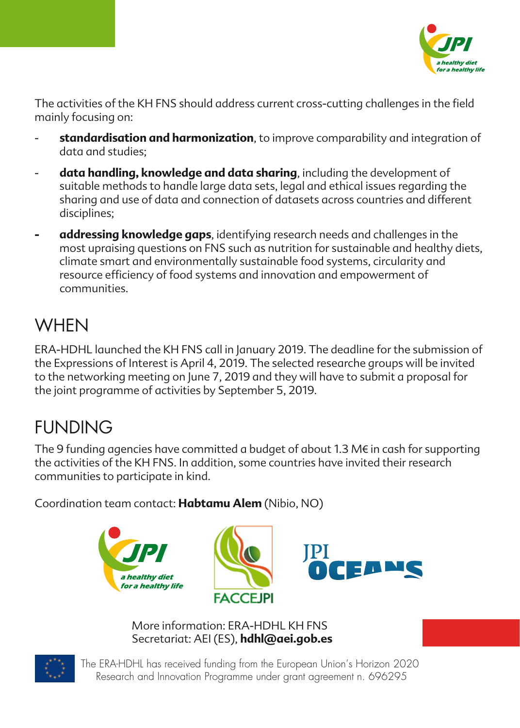The activities of the KH FNS should address current cross-cutting challenges in the field mainly focusing on:

- **standardisation and harmonization**, to improve comparability and integration of data and studies;
- **data handling, knowledge and data sharing**, including the development of suitable methods to handle large data sets, legal and ethical issues regarding the sharing and use of data and connection of datasets across countries and different disciplines;
- **addressing knowledge gaps**, identifying research needs and challenges in the most upraising questions on FNS such as nutrition for sustainable and healthy diets, climate smart and environmentally sustainable food systems, circularity and resource efficiency of food systems and innovation and empowerment of communities.

# WHEN

ERA-HDHL launched the KH FNS call in January 2019. The deadline for the submission of the Expressions of Interest is April 4, 2019. The selected researche groups will be invited to the networking meeting on June 7, 2019 and they will have to submit a proposal for the joint programme of activities by September 5, 2019.

# FUNDING

The 9 funding agencies have committed a budget of about 1.3 M€ in cash for supporting the activities of the KH FNS. In addition, some countries have invited their research communities to participate in kind.

Coordination team contact: **Habtamu Alem** (Nibio, NO)

More information: ERA-HDHL KH FNS
Secretariat: AEI (ES), **hdhl@aei.gob.es**

The ERA-HDHL has received funding from the European Union's Horizon 2020 Research and Innovation Programme under grant agreement n. 696295